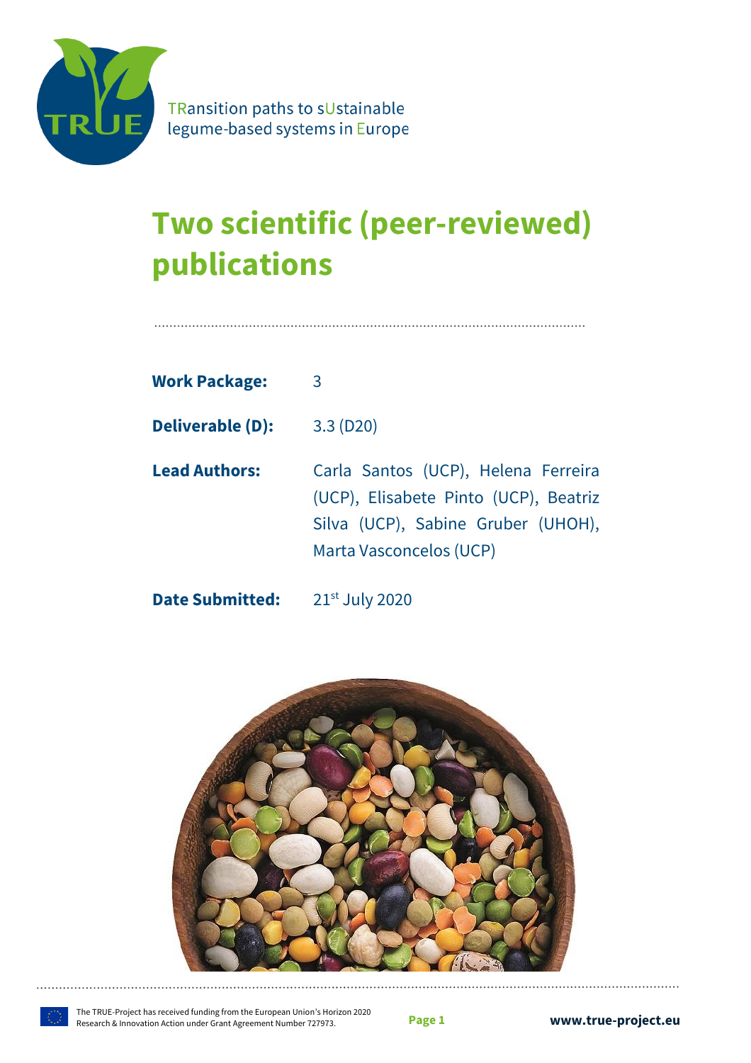TRansition paths to sUstainable legume-based systems in Europe

# Two scientific (peer-reviewed) publications

**Work Package:** 3

**Deliverable (D):** 3.3 (D20)

**Lead Authors:** Carla Santos (UCP), Helena Ferreira (UCP), Elisabete Pinto (UCP), Beatriz Silva (UCP), Sabine Gruber (UHOH), Marta Vasconcelos (UCP)

**Date Submitted:** 21st July 2020

The TRUE-Project has received funding from the European Union's Horizon 2020 Research & Innovation Action under Grant Agreement Number 727973.

www.true-project.eu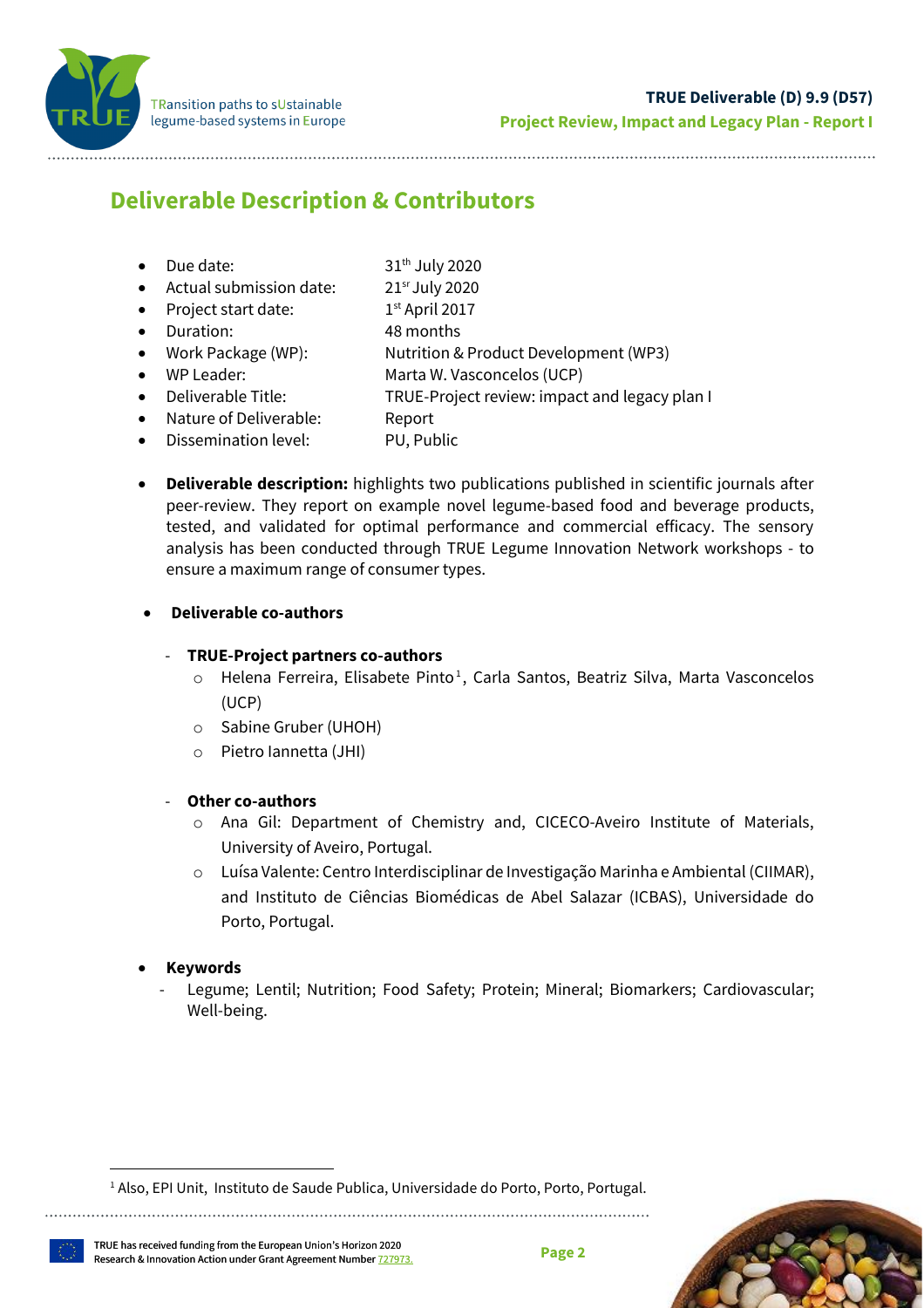## Deliverable Description & Contributors

- Due date: 31th July 2020
- Actual submission date: 21sr July 2020
- Project start date: 1st April 2017
- Duration: 48 months
- Work Package (WP): Nutrition & Product Development (WP3)
- WP Leader: Marta W. Vasconcelos (UCP)
- Deliverable Title: TRUE-Project review: impact and legacy plan I
- Nature of Deliverable: Report
- Dissemination level: PU, Public

- **Deliverable description:** highlights two publications published in scientific journals after peer-review. They report on example novel legume-based food and beverage products, tested, and validated for optimal performance and commercial efficacy. The sensory analysis has been conducted through TRUE Legume Innovation Network workshops - to ensure a maximum range of consumer types.

- **Deliverable co-authors**
  - **TRUE-Project partners co-authors**
    - Helena Ferreira, Elisabete Pinto[1], Carla Santos, Beatriz Silva, Marta Vasconcelos (UCP)
    - Sabine Gruber (UHOH)
    - Pietro Iannetta (JHI)
  - **Other co-authors**
    - Ana Gil: Department of Chemistry and, CICECO-Aveiro Institute of Materials, University of Aveiro, Portugal.
    - Luísa Valente: Centro Interdisciplinar de Investigação Marinha e Ambiental (CIIMAR), and Instituto de Ciências Biomédicas de Abel Salazar (ICBAS), Universidade do Porto, Portugal.

- **Keywords**
  - Legume; Lentil; Nutrition; Food Safety; Protein; Mineral; Biomarkers; Cardiovascular; Well-being.

[1] Also, EPI Unit, Instituto de Saude Publica, Universidade do Porto, Porto, Portugal.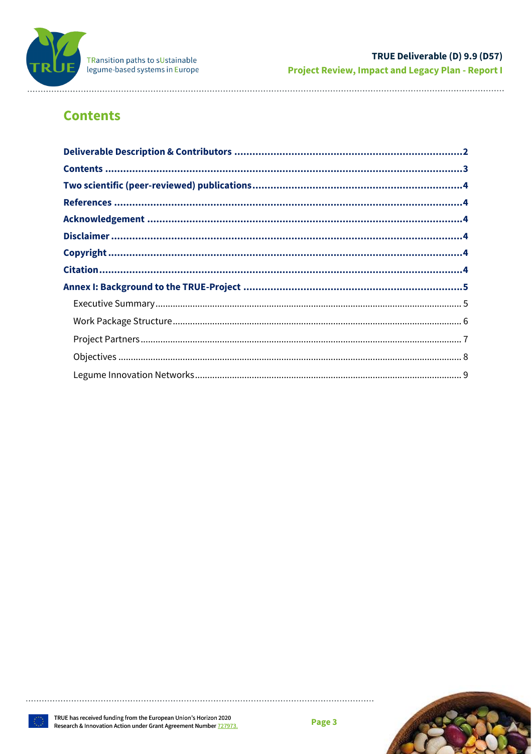# Contents

**Deliverable Description & Contributors** ..............................2

**Contents** ..............................3

**Two scientific (peer-reviewed) publications** ..............................4

**References** ..............................4

**Acknowledgement** ..............................4

**Disclaimer** ..............................4

**Copyright** ..............................4

**Citation** ..............................4

**Annex I: Background to the TRUE-Project** ..............................5

- Executive Summary ..............................5
- Work Package Structure ..............................6
- Project Partners ..............................7
- Objectives ..............................8
- Legume Innovation Networks ..............................9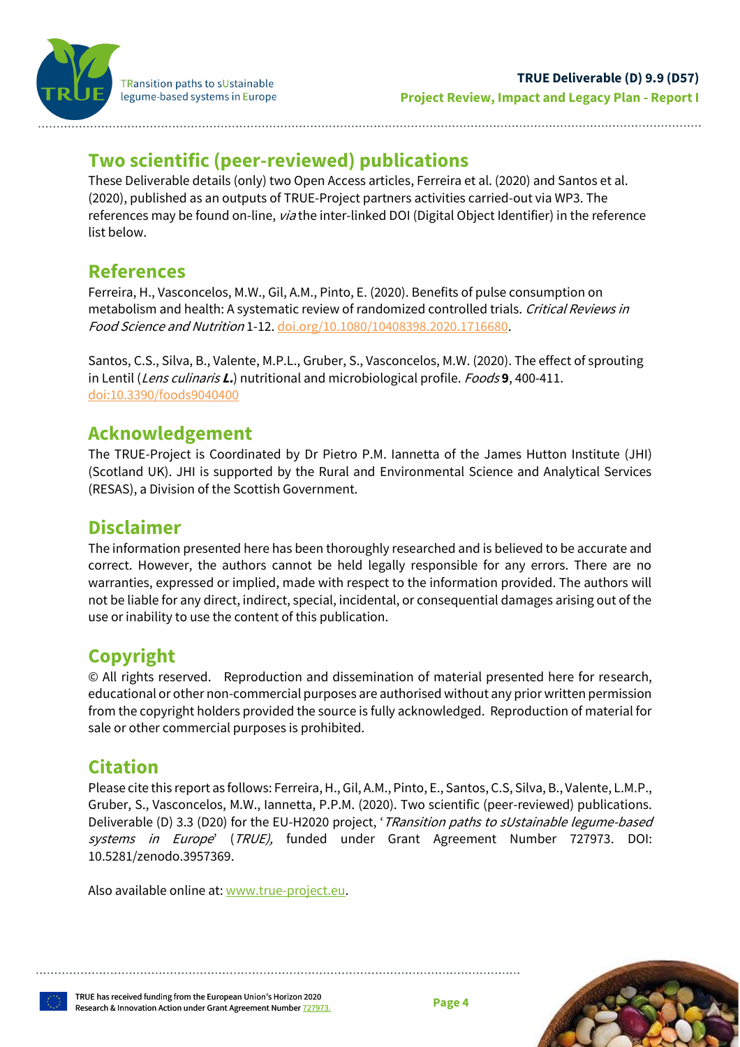## Two scientific (peer-reviewed) publications

These Deliverable details (only) two Open Access articles, Ferreira et al. (2020) and Santos et al. (2020), published as an outputs of TRUE-Project partners activities carried-out via WP3. The references may be found on-line, *via* the inter-linked DOI (Digital Object Identifier) in the reference list below.

## References

Ferreira, H., Vasconcelos, M.W., Gil, A.M., Pinto, E. (2020). Benefits of pulse consumption on metabolism and health: A systematic review of randomized controlled trials. *Critical Reviews in Food Science and Nutrition* 1-12. doi.org/10.1080/10408398.2020.1716680.

Santos, C.S., Silva, B., Valente, M.P.L., Gruber, S., Vasconcelos, M.W. (2020). The effect of sprouting in Lentil (*Lens culinaris* ***L.***) nutritional and microbiological profile. *Foods* **9**, 400-411. doi:10.3390/foods9040400

## Acknowledgement

The TRUE-Project is Coordinated by Dr Pietro P.M. Iannetta of the James Hutton Institute (JHI) (Scotland UK). JHI is supported by the Rural and Environmental Science and Analytical Services (RESAS), a Division of the Scottish Government.

## Disclaimer

The information presented here has been thoroughly researched and is believed to be accurate and correct. However, the authors cannot be held legally responsible for any errors. There are no warranties, expressed or implied, made with respect to the information provided. The authors will not be liable for any direct, indirect, special, incidental, or consequential damages arising out of the use or inability to use the content of this publication.

## Copyright

© All rights reserved. Reproduction and dissemination of material presented here for research, educational or other non-commercial purposes are authorised without any prior written permission from the copyright holders provided the source is fully acknowledged. Reproduction of material for sale or other commercial purposes is prohibited.

## Citation

Please cite this report as follows: Ferreira, H., Gil, A.M., Pinto, E., Santos, C.S, Silva, B., Valente, L.M.P., Gruber, S., Vasconcelos, M.W., Iannetta, P.P.M. (2020). Two scientific (peer-reviewed) publications. Deliverable (D) 3.3 (D20) for the EU-H2020 project, '*TRansition paths to sUstainable legume-based systems in Europe*' (*TRUE),* funded under Grant Agreement Number 727973. DOI: 10.5281/zenodo.3957369.

Also available online at: www.true-project.eu.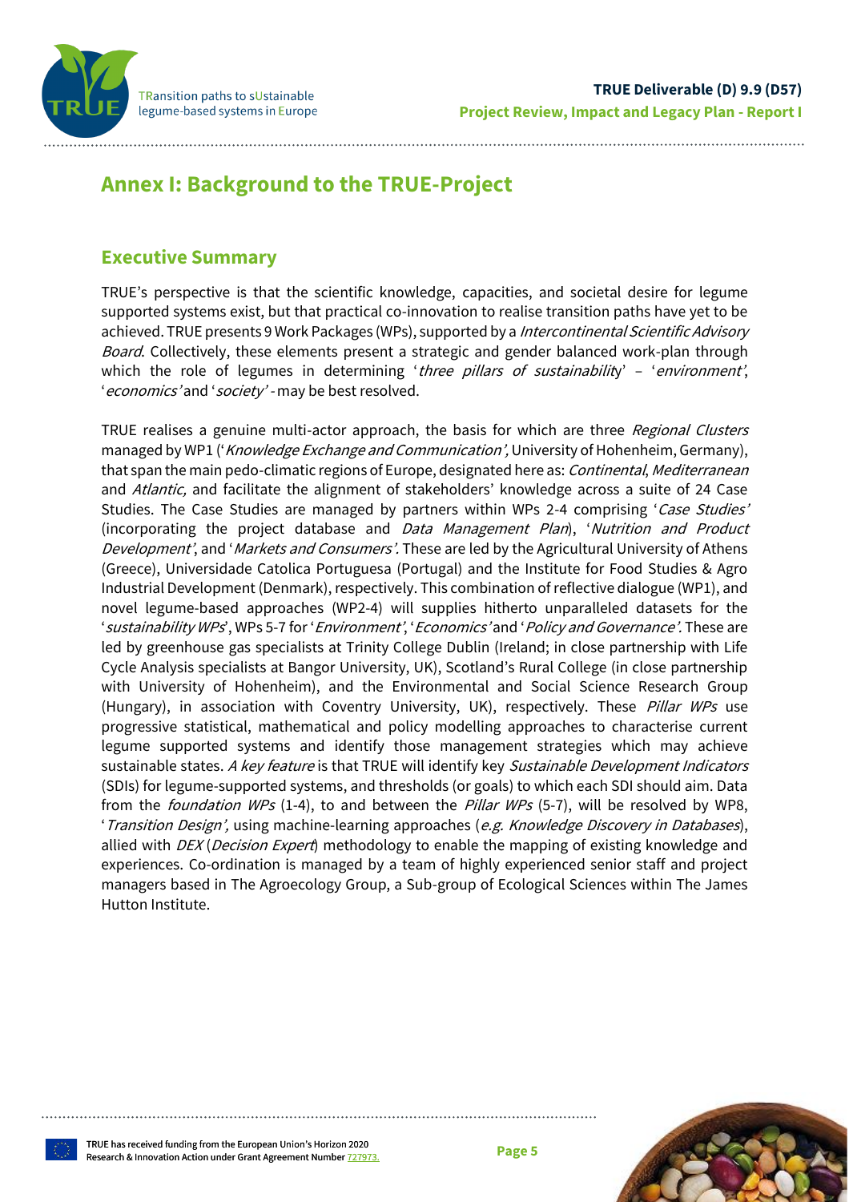# Annex I: Background to the TRUE-Project

## Executive Summary

TRUE's perspective is that the scientific knowledge, capacities, and societal desire for legume supported systems exist, but that practical co-innovation to realise transition paths have yet to be achieved. TRUE presents 9 Work Packages (WPs), supported by a *Intercontinental Scientific Advisory Board*. Collectively, these elements present a strategic and gender balanced work-plan through which the role of legumes in determining '*three pillars of sustainability*' – '*environment*', '*economics*' and '*society*' - may be best resolved.

TRUE realises a genuine multi-actor approach, the basis for which are three *Regional Clusters* managed by WP1 ('*Knowledge Exchange and Communication'*, University of Hohenheim, Germany), that span the main pedo-climatic regions of Europe, designated here as: *Continental*, *Mediterranean* and *Atlantic,* and facilitate the alignment of stakeholders' knowledge across a suite of 24 Case Studies. The Case Studies are managed by partners within WPs 2-4 comprising '*Case Studies'* (incorporating the project database and *Data Management Plan*), '*Nutrition and Product Development'*, and '*Markets and Consumers'.* These are led by the Agricultural University of Athens (Greece), Universidade Catolica Portuguesa (Portugal) and the Institute for Food Studies & Agro Industrial Development (Denmark), respectively. This combination of reflective dialogue (WP1), and novel legume-based approaches (WP2-4) will supplies hitherto unparalleled datasets for the '*sustainability WPs*', WPs 5-7 for '*Environment*', '*Economics'* and '*Policy and Governance'.* These are led by greenhouse gas specialists at Trinity College Dublin (Ireland; in close partnership with Life Cycle Analysis specialists at Bangor University, UK), Scotland's Rural College (in close partnership with University of Hohenheim), and the Environmental and Social Science Research Group (Hungary), in association with Coventry University, UK), respectively. These *Pillar WPs* use progressive statistical, mathematical and policy modelling approaches to characterise current legume supported systems and identify those management strategies which may achieve sustainable states. *A key feature* is that TRUE will identify key *Sustainable Development Indicators* (SDIs) for legume-supported systems, and thresholds (or goals) to which each SDI should aim. Data from the *foundation WPs* (1-4), to and between the *Pillar WPs* (5-7), will be resolved by WP8, '*Transition Design'*, using machine-learning approaches (*e.g. Knowledge Discovery in Databases*), allied with *DEX* (*Decision Expert*) methodology to enable the mapping of existing knowledge and experiences. Co-ordination is managed by a team of highly experienced senior staff and project managers based in The Agroecology Group, a Sub-group of Ecological Sciences within The James Hutton Institute.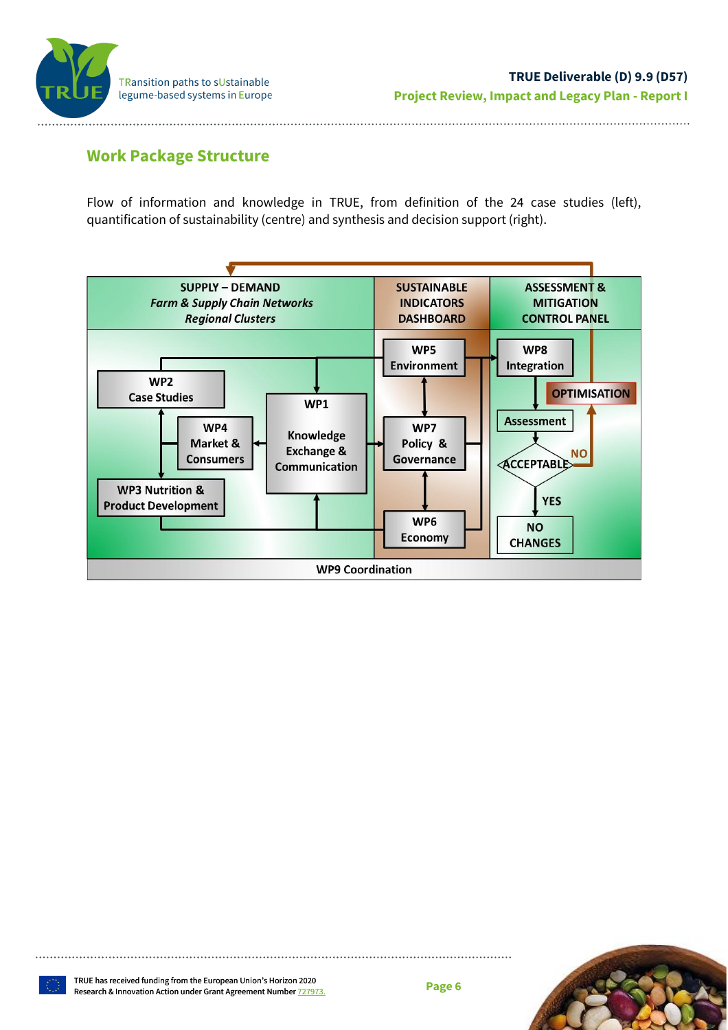## Work Package Structure

Flow of information and knowledge in TRUE, from definition of the 24 case studies (left), quantification of sustainability (centre) and synthesis and decision support (right).

SUPPLY – DEMAND
*Farm & Supply Chain Networks*
*Regional Clusters*

SUSTAINABLE INDICATORS DASHBOARD

ASSESSMENT & MITIGATION CONTROL PANEL

WP2 Case Studies

WP4 Market & Consumers

WP1 Knowledge Exchange & Communication

WP3 Nutrition & Product Development

WP5 Environment

WP7 Policy & Governance

WP6 Economy

WP8 Integration

OPTIMISATION

Assessment

ACCEPTABLE

NO

YES

NO CHANGES

WP9 Coordination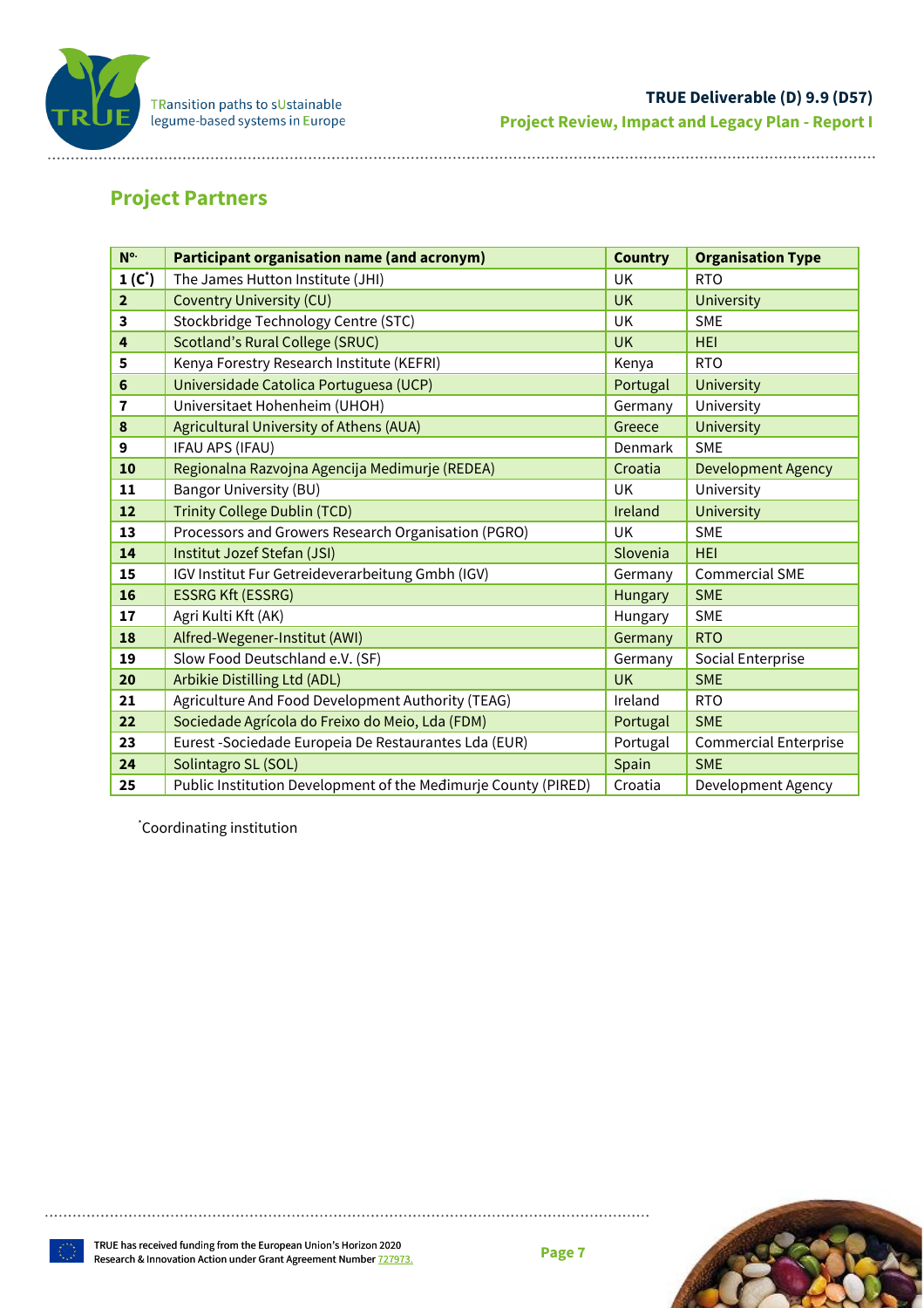## Project Partners

| Nº. | Participant organisation name (and acronym) | Country | Organisation Type |
|---|---|---|---|
| **1 (C*)** | The James Hutton Institute (JHI) | UK | RTO |
| **2** | Coventry University (CU) | UK | University |
| **3** | Stockbridge Technology Centre (STC) | UK | SME |
| **4** | Scotland's Rural College (SRUC) | UK | HEI |
| **5** | Kenya Forestry Research Institute (KEFRI) | Kenya | RTO |
| **6** | Universidade Catolica Portuguesa (UCP) | Portugal | University |
| **7** | Universitaet Hohenheim (UHOH) | Germany | University |
| **8** | Agricultural University of Athens (AUA) | Greece | University |
| **9** | IFAU APS (IFAU) | Denmark | SME |
| **10** | Regionalna Razvojna Agencija Medimurje (REDEA) | Croatia | Development Agency |
| **11** | Bangor University (BU) | UK | University |
| **12** | Trinity College Dublin (TCD) | Ireland | University |
| **13** | Processors and Growers Research Organisation (PGRO) | UK | SME |
| **14** | Institut Jozef Stefan (JSI) | Slovenia | HEI |
| **15** | IGV Institut Fur Getreideverarbeitung Gmbh (IGV) | Germany | Commercial SME |
| **16** | ESSRG Kft (ESSRG) | Hungary | SME |
| **17** | Agri Kulti Kft (AK) | Hungary | SME |
| **18** | Alfred-Wegener-Institut (AWI) | Germany | RTO |
| **19** | Slow Food Deutschland e.V. (SF) | Germany | Social Enterprise |
| **20** | Arbikie Distilling Ltd (ADL) | UK | SME |
| **21** | Agriculture And Food Development Authority (TEAG) | Ireland | RTO |
| **22** | Sociedade Agrícola do Freixo do Meio, Lda (FDM) | Portugal | SME |
| **23** | Eurest -Sociedade Europeia De Restaurantes Lda (EUR) | Portugal | Commercial Enterprise |
| **24** | Solintagro SL (SOL) | Spain | SME |
| **25** | Public Institution Development of the Međimurje County (PIRED) | Croatia | Development Agency |

*Coordinating institution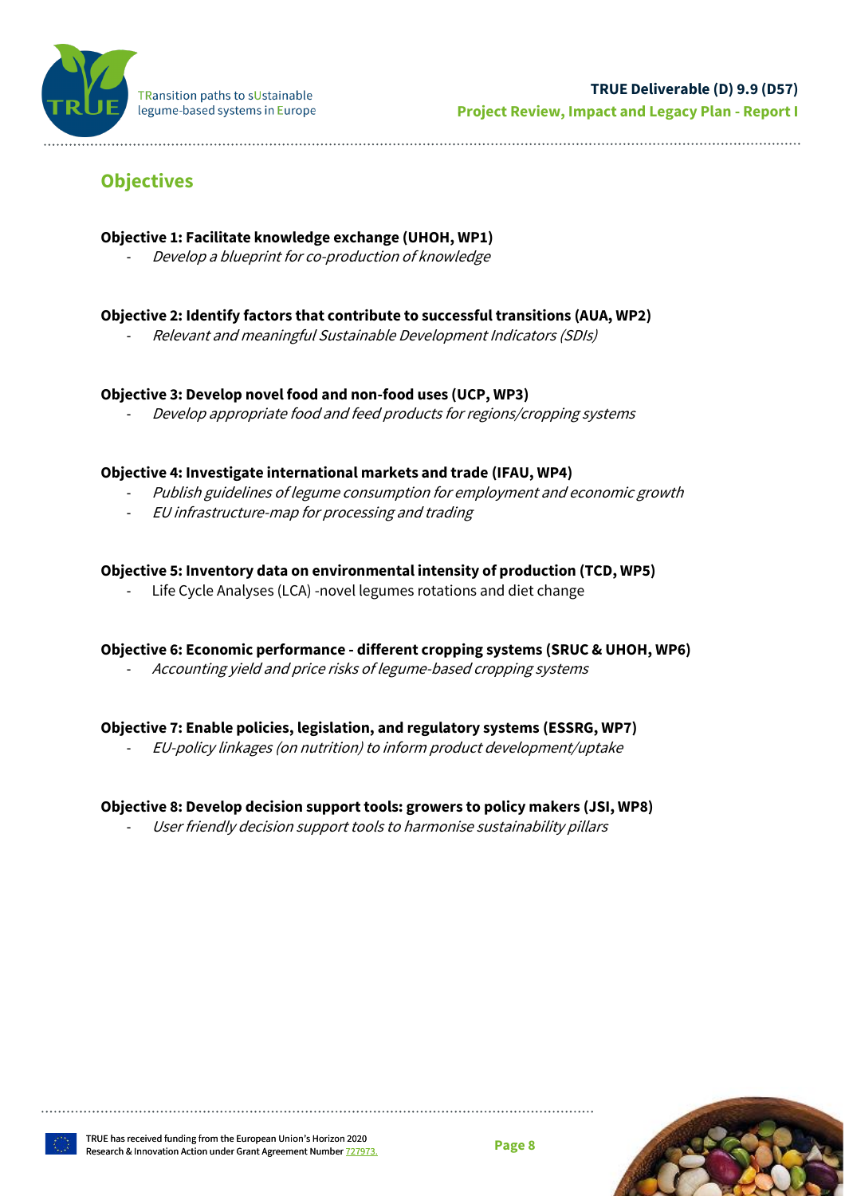## Objectives

**Objective 1: Facilitate knowledge exchange (UHOH, WP1)**

- *Develop a blueprint for co-production of knowledge*

**Objective 2: Identify factors that contribute to successful transitions (AUA, WP2)**

- *Relevant and meaningful Sustainable Development Indicators (SDIs)*

**Objective 3: Develop novel food and non-food uses (UCP, WP3)**

- *Develop appropriate food and feed products for regions/cropping systems*

**Objective 4: Investigate international markets and trade (IFAU, WP4)**

- *Publish guidelines of legume consumption for employment and economic growth*
- *EU infrastructure-map for processing and trading*

**Objective 5: Inventory data on environmental intensity of production (TCD, WP5)**

- Life Cycle Analyses (LCA) -novel legumes rotations and diet change

**Objective 6: Economic performance - different cropping systems (SRUC & UHOH, WP6)**

- *Accounting yield and price risks of legume-based cropping systems*

**Objective 7: Enable policies, legislation, and regulatory systems (ESSRG, WP7)**

- *EU-policy linkages (on nutrition) to inform product development/uptake*

**Objective 8: Develop decision support tools: growers to policy makers (JSI, WP8)**

- *User friendly decision support tools to harmonise sustainability pillars*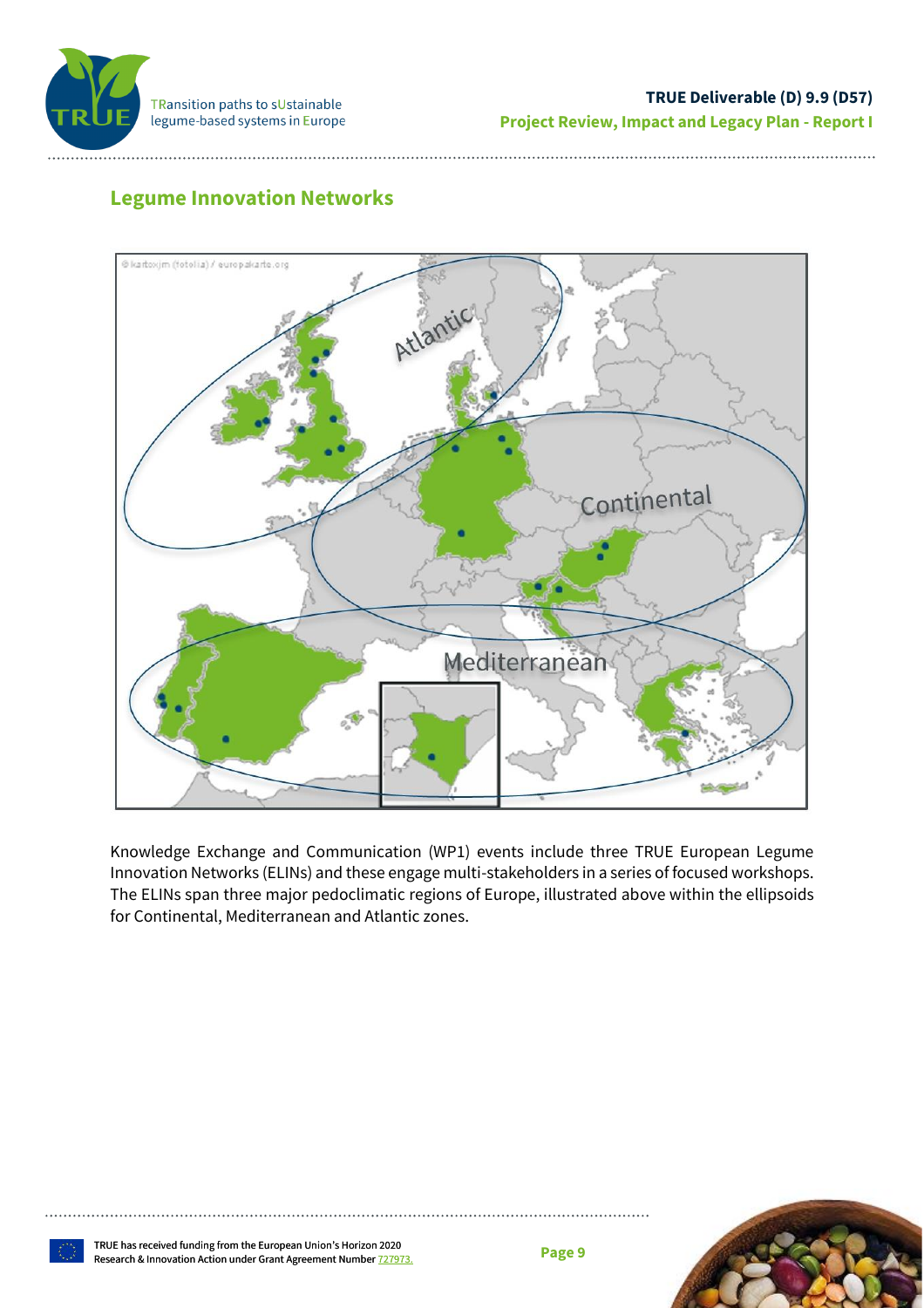## Legume Innovation Networks

© kartoxjm (fotolia) / europakarte.org

Atlantic

Continental

Mediterranean

Knowledge Exchange and Communication (WP1) events include three TRUE European Legume Innovation Networks (ELINs) and these engage multi-stakeholders in a series of focused workshops. The ELINs span three major pedoclimatic regions of Europe, illustrated above within the ellipsoids for Continental, Mediterranean and Atlantic zones.